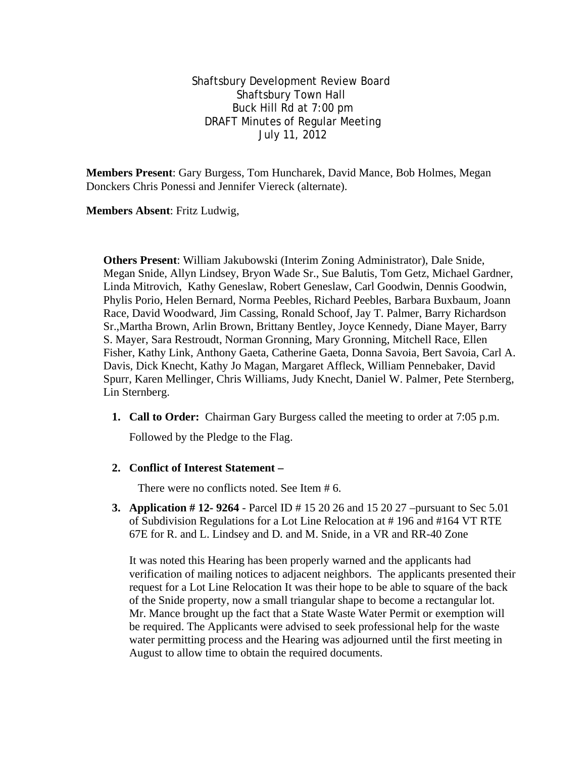Shaftsbury Development Review Board
Shaftsbury Town Hall
Buck Hill Rd at 7:00 pm
DRAFT Minutes of Regular Meeting
July 11, 2012

**Members Present**: Gary Burgess, Tom Huncharek, David Mance, Bob Holmes, Megan Donckers Chris Ponessi and Jennifer Viereck (alternate).

**Members Absent**: Fritz Ludwig,

**Others Present**: William Jakubowski (Interim Zoning Administrator), Dale Snide, Megan Snide, Allyn Lindsey, Bryon Wade Sr., Sue Balutis, Tom Getz, Michael Gardner, Linda Mitrovich, Kathy Geneslaw, Robert Geneslaw, Carl Goodwin, Dennis Goodwin, Phylis Porio, Helen Bernard, Norma Peebles, Richard Peebles, Barbara Buxbaum, Joann Race, David Woodward, Jim Cassing, Ronald Schoof, Jay T. Palmer, Barry Richardson Sr.,Martha Brown, Arlin Brown, Brittany Bentley, Joyce Kennedy, Diane Mayer, Barry S. Mayer, Sara Restroudt, Norman Gronning, Mary Gronning, Mitchell Race, Ellen Fisher, Kathy Link, Anthony Gaeta, Catherine Gaeta, Donna Savoia, Bert Savoia, Carl A. Davis, Dick Knecht, Kathy Jo Magan, Margaret Affleck, William Pennebaker, David Spurr, Karen Mellinger, Chris Williams, Judy Knecht, Daniel W. Palmer, Pete Sternberg, Lin Sternberg.

1. **Call to Order:** Chairman Gary Burgess called the meeting to order at 7:05 p.m.

   Followed by the Pledge to the Flag.

2. **Conflict of Interest Statement –**

   There were no conflicts noted. See Item # 6.

3. **Application # 12- 9264** - Parcel ID # 15 20 26 and 15 20 27 –pursuant to Sec 5.01 of Subdivision Regulations for a Lot Line Relocation at # 196 and #164 VT RTE 67E for R. and L. Lindsey and D. and M. Snide, in a VR and RR-40 Zone

   It was noted this Hearing has been properly warned and the applicants had verification of mailing notices to adjacent neighbors. The applicants presented their request for a Lot Line Relocation It was their hope to be able to square of the back of the Snide property, now a small triangular shape to become a rectangular lot. Mr. Mance brought up the fact that a State Waste Water Permit or exemption will be required. The Applicants were advised to seek professional help for the waste water permitting process and the Hearing was adjourned until the first meeting in August to allow time to obtain the required documents.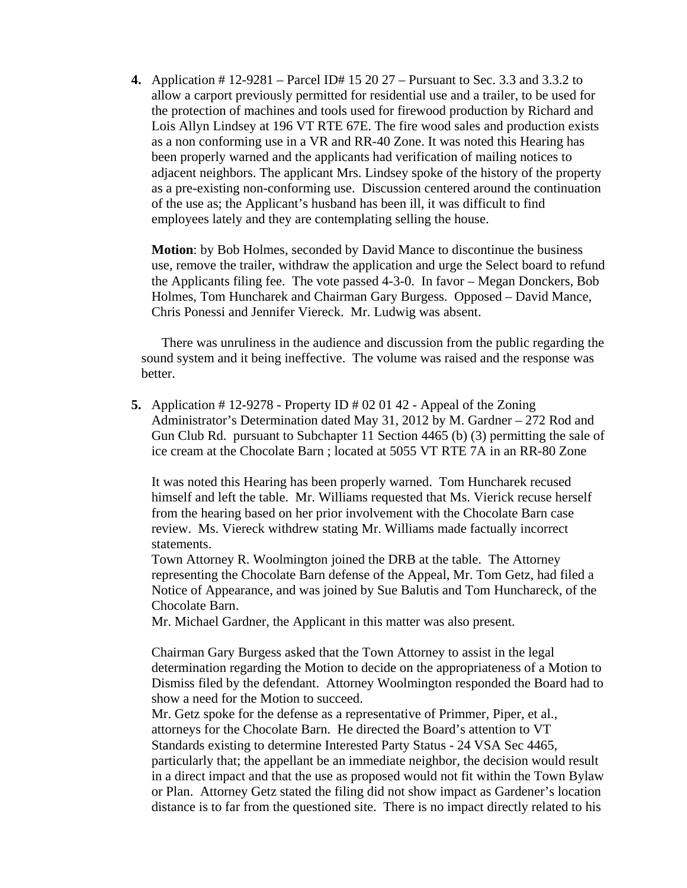4. Application # 12-9281 – Parcel ID# 15 20 27 – Pursuant to Sec. 3.3 and 3.3.2 to allow a carport previously permitted for residential use and a trailer, to be used for the protection of machines and tools used for firewood production by Richard and Lois Allyn Lindsey at 196 VT RTE 67E. The fire wood sales and production exists as a non conforming use in a VR and RR-40 Zone. It was noted this Hearing has been properly warned and the applicants had verification of mailing notices to adjacent neighbors. The applicant Mrs. Lindsey spoke of the history of the property as a pre-existing non-conforming use. Discussion centered around the continuation of the use as; the Applicant's husband has been ill, it was difficult to find employees lately and they are contemplating selling the house.

   **Motion**: by Bob Holmes, seconded by David Mance to discontinue the business use, remove the trailer, withdraw the application and urge the Select board to refund the Applicants filing fee. The vote passed 4-3-0. In favor – Megan Donckers, Bob Holmes, Tom Huncharek and Chairman Gary Burgess. Opposed – David Mance, Chris Ponessi and Jennifer Viereck. Mr. Ludwig was absent.

There was unruliness in the audience and discussion from the public regarding the sound system and it being ineffective. The volume was raised and the response was better.

5. Application # 12-9278 - Property ID # 02 01 42 - Appeal of the Zoning Administrator's Determination dated May 31, 2012 by M. Gardner – 272 Rod and Gun Club Rd. pursuant to Subchapter 11 Section 4465 (b) (3) permitting the sale of ice cream at the Chocolate Barn ; located at 5055 VT RTE 7A in an RR-80 Zone

   It was noted this Hearing has been properly warned. Tom Huncharek recused himself and left the table. Mr. Williams requested that Ms. Vierick recuse herself from the hearing based on her prior involvement with the Chocolate Barn case review. Ms. Viereck withdrew stating Mr. Williams made factually incorrect statements.
   Town Attorney R. Woolmington joined the DRB at the table. The Attorney representing the Chocolate Barn defense of the Appeal, Mr. Tom Getz, had filed a Notice of Appearance, and was joined by Sue Balutis and Tom Hunchareck, of the Chocolate Barn.
   Mr. Michael Gardner, the Applicant in this matter was also present.

   Chairman Gary Burgess asked that the Town Attorney to assist in the legal determination regarding the Motion to decide on the appropriateness of a Motion to Dismiss filed by the defendant. Attorney Woolmington responded the Board had to show a need for the Motion to succeed.
   Mr. Getz spoke for the defense as a representative of Primmer, Piper, et al., attorneys for the Chocolate Barn. He directed the Board's attention to VT Standards existing to determine Interested Party Status - 24 VSA Sec 4465, particularly that; the appellant be an immediate neighbor, the decision would result in a direct impact and that the use as proposed would not fit within the Town Bylaw or Plan. Attorney Getz stated the filing did not show impact as Gardener's location distance is to far from the questioned site. There is no impact directly related to his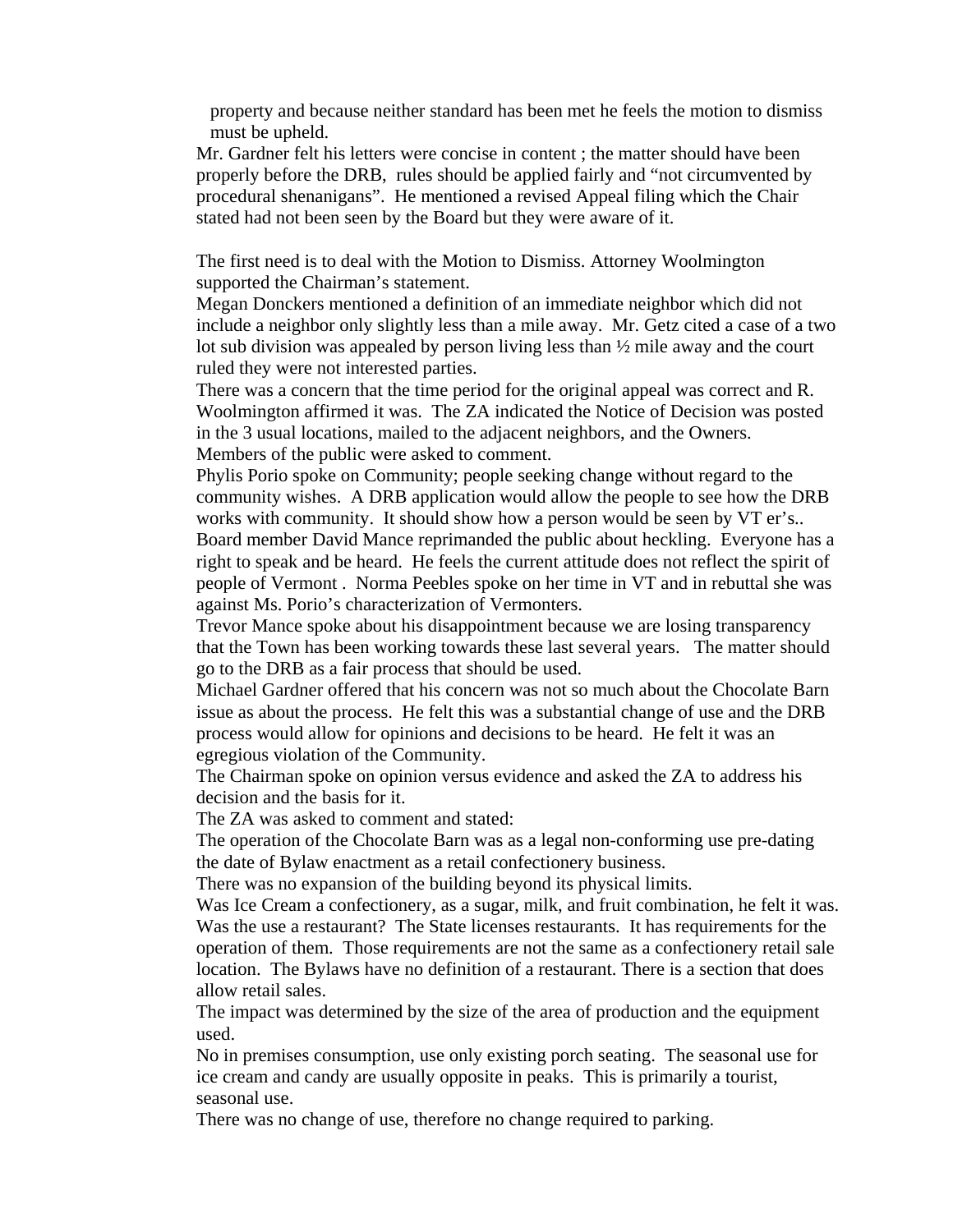property and because neither standard has been met he feels the motion to dismiss must be upheld.

Mr. Gardner felt his letters were concise in content ; the matter should have been properly before the DRB, rules should be applied fairly and "not circumvented by procedural shenanigans". He mentioned a revised Appeal filing which the Chair stated had not been seen by the Board but they were aware of it.

The first need is to deal with the Motion to Dismiss. Attorney Woolmington supported the Chairman's statement.

Megan Donckers mentioned a definition of an immediate neighbor which did not include a neighbor only slightly less than a mile away. Mr. Getz cited a case of a two lot sub division was appealed by person living less than ½ mile away and the court ruled they were not interested parties.

There was a concern that the time period for the original appeal was correct and R. Woolmington affirmed it was. The ZA indicated the Notice of Decision was posted in the 3 usual locations, mailed to the adjacent neighbors, and the Owners.

Members of the public were asked to comment.

Phylis Porio spoke on Community; people seeking change without regard to the community wishes. A DRB application would allow the people to see how the DRB works with community. It should show how a person would be seen by VT er's..

Board member David Mance reprimanded the public about heckling. Everyone has a right to speak and be heard. He feels the current attitude does not reflect the spirit of people of Vermont . Norma Peebles spoke on her time in VT and in rebuttal she was against Ms. Porio's characterization of Vermonters.

Trevor Mance spoke about his disappointment because we are losing transparency that the Town has been working towards these last several years. The matter should go to the DRB as a fair process that should be used.

Michael Gardner offered that his concern was not so much about the Chocolate Barn issue as about the process. He felt this was a substantial change of use and the DRB process would allow for opinions and decisions to be heard. He felt it was an egregious violation of the Community.

The Chairman spoke on opinion versus evidence and asked the ZA to address his decision and the basis for it.

The ZA was asked to comment and stated:

The operation of the Chocolate Barn was as a legal non-conforming use pre-dating the date of Bylaw enactment as a retail confectionery business.

There was no expansion of the building beyond its physical limits.

Was Ice Cream a confectionery, as a sugar, milk, and fruit combination, he felt it was.

Was the use a restaurant? The State licenses restaurants. It has requirements for the operation of them. Those requirements are not the same as a confectionery retail sale location. The Bylaws have no definition of a restaurant. There is a section that does allow retail sales.

The impact was determined by the size of the area of production and the equipment used.

No in premises consumption, use only existing porch seating. The seasonal use for ice cream and candy are usually opposite in peaks. This is primarily a tourist, seasonal use.

There was no change of use, therefore no change required to parking.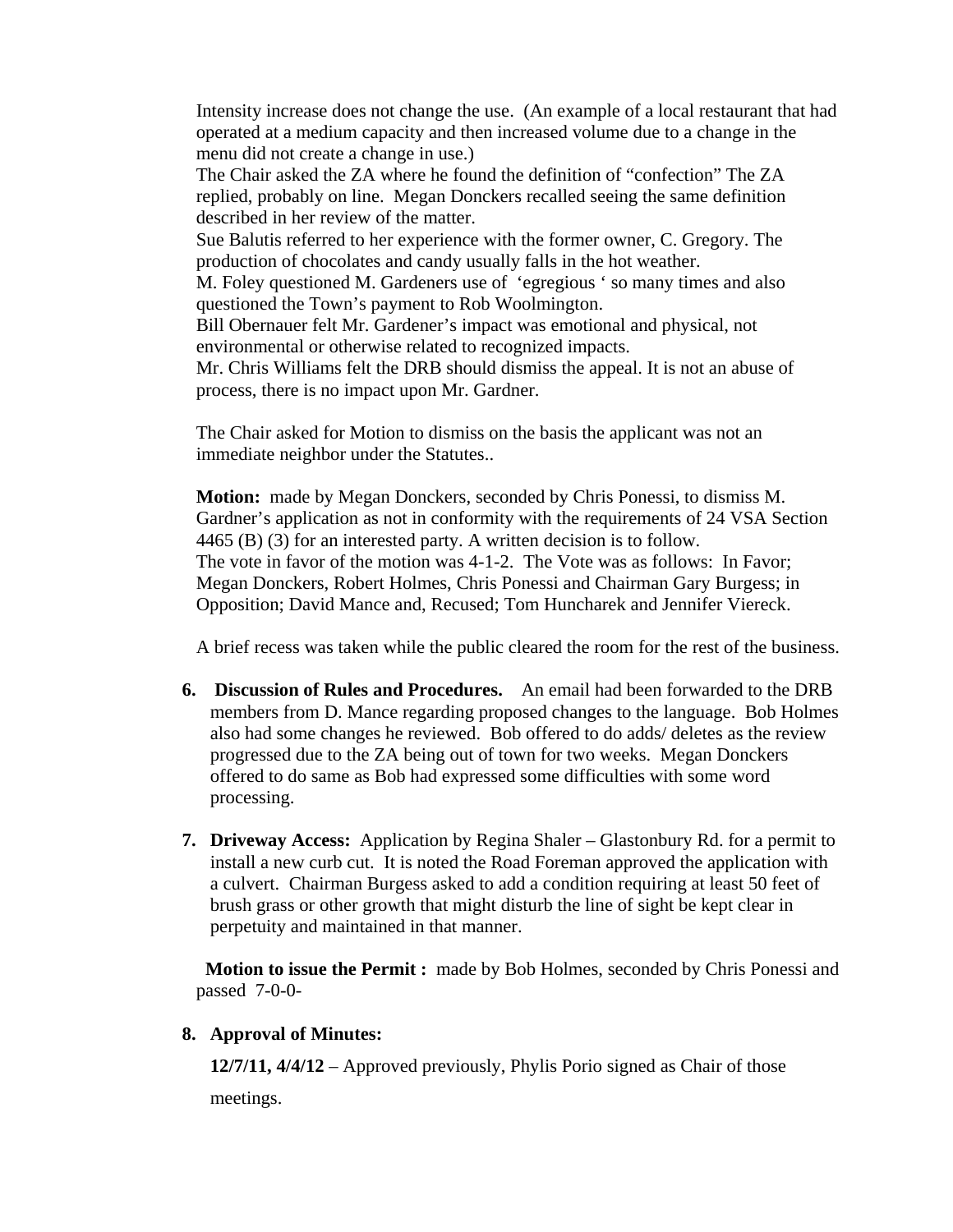Intensity increase does not change the use. (An example of a local restaurant that had operated at a medium capacity and then increased volume due to a change in the menu did not create a change in use.)
The Chair asked the ZA where he found the definition of "confection" The ZA replied, probably on line. Megan Donckers recalled seeing the same definition described in her review of the matter.
Sue Balutis referred to her experience with the former owner, C. Gregory. The production of chocolates and candy usually falls in the hot weather.
M. Foley questioned M. Gardeners use of 'egregious ' so many times and also questioned the Town's payment to Rob Woolmington.
Bill Obernauer felt Mr. Gardener's impact was emotional and physical, not environmental or otherwise related to recognized impacts.
Mr. Chris Williams felt the DRB should dismiss the appeal. It is not an abuse of process, there is no impact upon Mr. Gardner.

The Chair asked for Motion to dismiss on the basis the applicant was not an immediate neighbor under the Statutes..

**Motion:** made by Megan Donckers, seconded by Chris Ponessi, to dismiss M. Gardner's application as not in conformity with the requirements of 24 VSA Section 4465 (B) (3) for an interested party. A written decision is to follow.
The vote in favor of the motion was 4-1-2. The Vote was as follows: In Favor; Megan Donckers, Robert Holmes, Chris Ponessi and Chairman Gary Burgess; in Opposition; David Mance and, Recused; Tom Huncharek and Jennifer Viereck.

A brief recess was taken while the public cleared the room for the rest of the business.

6. **Discussion of Rules and Procedures.** An email had been forwarded to the DRB members from D. Mance regarding proposed changes to the language. Bob Holmes also had some changes he reviewed. Bob offered to do adds/ deletes as the review progressed due to the ZA being out of town for two weeks. Megan Donckers offered to do same as Bob had expressed some difficulties with some word processing.

7. **Driveway Access:** Application by Regina Shaler – Glastonbury Rd. for a permit to install a new curb cut. It is noted the Road Foreman approved the application with a culvert. Chairman Burgess asked to add a condition requiring at least 50 feet of brush grass or other growth that might disturb the line of sight be kept clear in perpetuity and maintained in that manner.

**Motion to issue the Permit :** made by Bob Holmes, seconded by Chris Ponessi and passed 7-0-0-

8. **Approval of Minutes:**

**12/7/11, 4/4/12** – Approved previously, Phylis Porio signed as Chair of those meetings.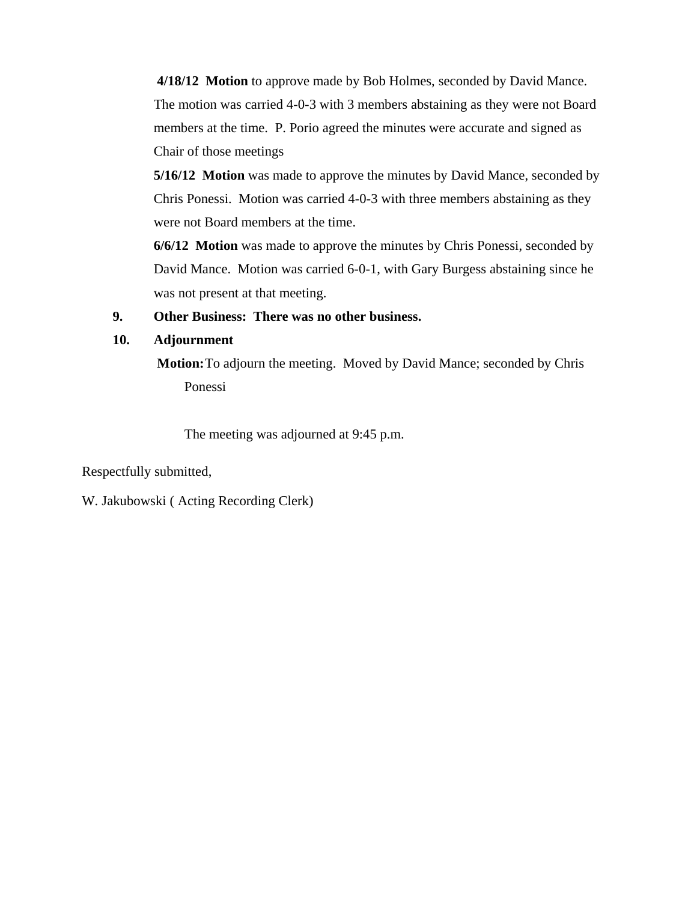**4/18/12 Motion** to approve made by Bob Holmes, seconded by David Mance. The motion was carried 4-0-3 with 3 members abstaining as they were not Board members at the time. P. Porio agreed the minutes were accurate and signed as Chair of those meetings

**5/16/12 Motion** was made to approve the minutes by David Mance, seconded by Chris Ponessi. Motion was carried 4-0-3 with three members abstaining as they were not Board members at the time.

**6/6/12 Motion** was made to approve the minutes by Chris Ponessi, seconded by David Mance. Motion was carried 6-0-1, with Gary Burgess abstaining since he was not present at that meeting.

**9. Other Business: There was no other business.**

**10. Adjournment**

**Motion:** To adjourn the meeting. Moved by David Mance; seconded by Chris Ponessi

The meeting was adjourned at 9:45 p.m.

Respectfully submitted,

W. Jakubowski ( Acting Recording Clerk)